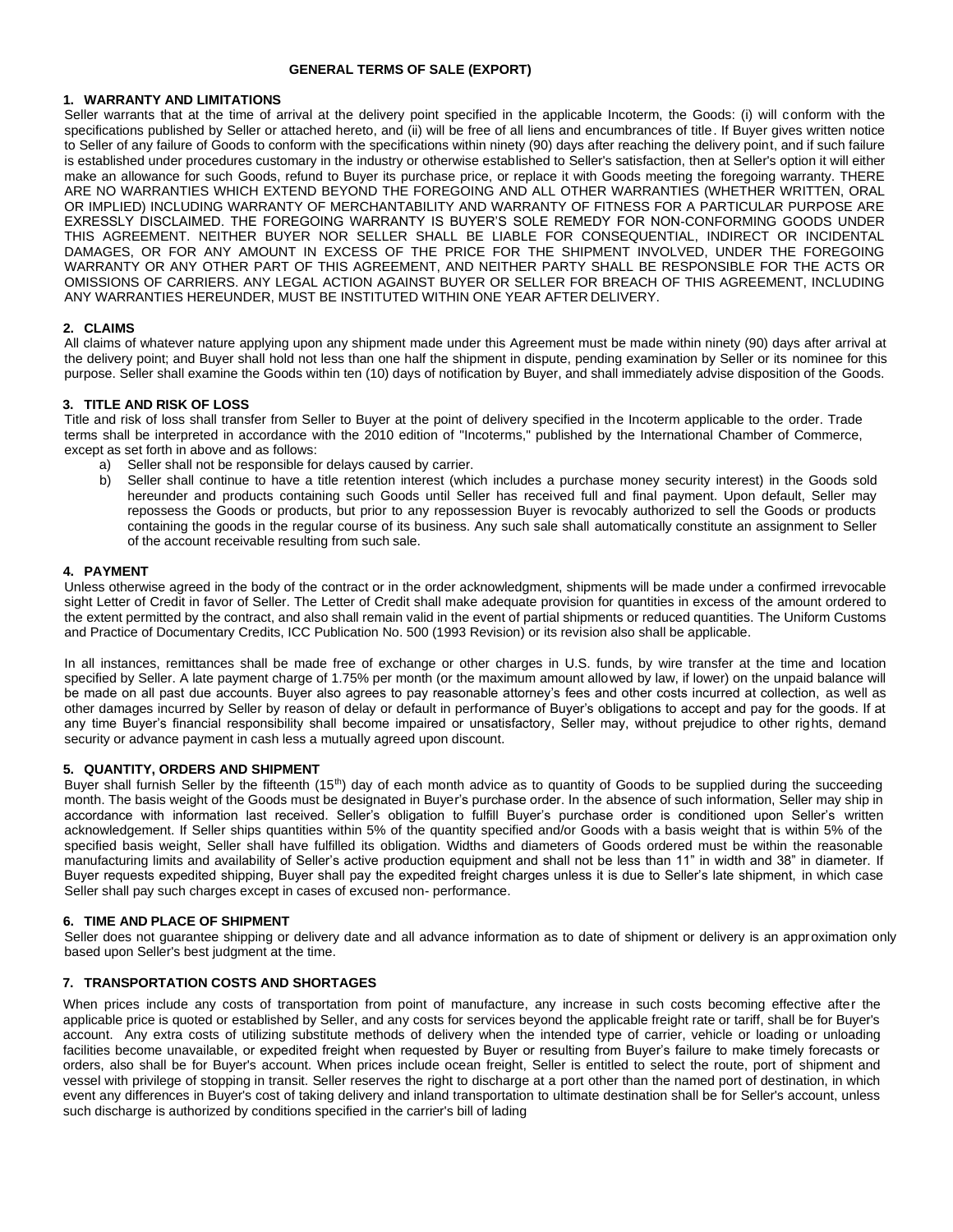# GENERAL TERMS OF SALE (EXPORT)

## 1. WARRANTY AND LIMITATIONS

Seller warrants that at the time of arrival at the delivery point specified in the applicable Incoterm, the Goods: (i) will conform with the specifications published by Seller or attached hereto, and (ii) will be free of all liens and encumbrances of title. If Buyer gives written notice to Seller of any failure of Goods to conform with the specifications within ninety (90) days after reaching the delivery point, and if such failure is established under procedures customary in the industry or otherwise established to Seller's satisfaction, then at Seller's option it will either make an allowance for such Goods, refund to Buyer its purchase price, or replace it with Goods meeting the foregoing warranty. THERE ARE NO WARRANTIES WHICH EXTEND BEYOND THE FOREGOING AND ALL OTHER WARRANTIES (WHETHER WRITTEN, ORAL OR IMPLIED) INCLUDING WARRANTY OF MERCHANTABILITY AND WARRANTY OF FITNESS FOR A PARTICULAR PURPOSE ARE EXRESSLY DISCLAIMED. THE FOREGOING WARRANTY IS BUYER'S SOLE REMEDY FOR NON-CONFORMING GOODS UNDER THIS AGREEMENT. NEITHER BUYER NOR SELLER SHALL BE LIABLE FOR CONSEQUENTIAL, INDIRECT OR INCIDENTAL DAMAGES, OR FOR ANY AMOUNT IN EXCESS OF THE PRICE FOR THE SHIPMENT INVOLVED, UNDER THE FOREGOING WARRANTY OR ANY OTHER PART OF THIS AGREEMENT, AND NEITHER PARTY SHALL BE RESPONSIBLE FOR THE ACTS OR OMISSIONS OF CARRIERS. ANY LEGAL ACTION AGAINST BUYER OR SELLER FOR BREACH OF THIS AGREEMENT, INCLUDING ANY WARRANTIES HEREUNDER, MUST BE INSTITUTED WITHIN ONE YEAR AFTER DELIVERY.

## 2. CLAIMS

All claims of whatever nature applying upon any shipment made under this Agreement must be made within ninety (90) days after arrival at the delivery point; and Buyer shall hold not less than one half the shipment in dispute, pending examination by Seller or its nominee for this purpose. Seller shall examine the Goods within ten (10) days of notification by Buyer, and shall immediately advise disposition of the Goods.

## 3. TITLE AND RISK OF LOSS

Title and risk of loss shall transfer from Seller to Buyer at the point of delivery specified in the Incoterm applicable to the order. Trade terms shall be interpreted in accordance with the 2010 edition of "Incoterms," published by the International Chamber of Commerce, except as set forth in above and as follows:

a) Seller shall not be responsible for delays caused by carrier.
b) Seller shall continue to have a title retention interest (which includes a purchase money security interest) in the Goods sold hereunder and products containing such Goods until Seller has received full and final payment. Upon default, Seller may repossess the Goods or products, but prior to any repossession Buyer is revocably authorized to sell the Goods or products containing the goods in the regular course of its business. Any such sale shall automatically constitute an assignment to Seller of the account receivable resulting from such sale.

## 4. PAYMENT

Unless otherwise agreed in the body of the contract or in the order acknowledgment, shipments will be made under a confirmed irrevocable sight Letter of Credit in favor of Seller. The Letter of Credit shall make adequate provision for quantities in excess of the amount ordered to the extent permitted by the contract, and also shall remain valid in the event of partial shipments or reduced quantities. The Uniform Customs and Practice of Documentary Credits, ICC Publication No. 500 (1993 Revision) or its revision also shall be applicable.

In all instances, remittances shall be made free of exchange or other charges in U.S. funds, by wire transfer at the time and location specified by Seller. A late payment charge of 1.75% per month (or the maximum amount allowed by law, if lower) on the unpaid balance will be made on all past due accounts. Buyer also agrees to pay reasonable attorney's fees and other costs incurred at collection, as well as other damages incurred by Seller by reason of delay or default in performance of Buyer's obligations to accept and pay for the goods. If at any time Buyer's financial responsibility shall become impaired or unsatisfactory, Seller may, without prejudice to other rights, demand security or advance payment in cash less a mutually agreed upon discount.

## 5. QUANTITY, ORDERS AND SHIPMENT

Buyer shall furnish Seller by the fifteenth (15th) day of each month advice as to quantity of Goods to be supplied during the succeeding month. The basis weight of the Goods must be designated in Buyer's purchase order. In the absence of such information, Seller may ship in accordance with information last received. Seller's obligation to fulfill Buyer's purchase order is conditioned upon Seller's written acknowledgement. If Seller ships quantities within 5% of the quantity specified and/or Goods with a basis weight that is within 5% of the specified basis weight, Seller shall have fulfilled its obligation. Widths and diameters of Goods ordered must be within the reasonable manufacturing limits and availability of Seller's active production equipment and shall not be less than 11" in width and 38" in diameter. If Buyer requests expedited shipping, Buyer shall pay the expedited freight charges unless it is due to Seller's late shipment, in which case Seller shall pay such charges except in cases of excused non- performance.

## 6. TIME AND PLACE OF SHIPMENT

Seller does not guarantee shipping or delivery date and all advance information as to date of shipment or delivery is an approximation only based upon Seller's best judgment at the time.

## 7. TRANSPORTATION COSTS AND SHORTAGES

When prices include any costs of transportation from point of manufacture, any increase in such costs becoming effective after the applicable price is quoted or established by Seller, and any costs for services beyond the applicable freight rate or tariff, shall be for Buyer's account. Any extra costs of utilizing substitute methods of delivery when the intended type of carrier, vehicle or loading or unloading facilities become unavailable, or expedited freight when requested by Buyer or resulting from Buyer's failure to make timely forecasts or orders, also shall be for Buyer's account. When prices include ocean freight, Seller is entitled to select the route, port of shipment and vessel with privilege of stopping in transit. Seller reserves the right to discharge at a port other than the named port of destination, in which event any differences in Buyer's cost of taking delivery and inland transportation to ultimate destination shall be for Seller's account, unless such discharge is authorized by conditions specified in the carrier's bill of lading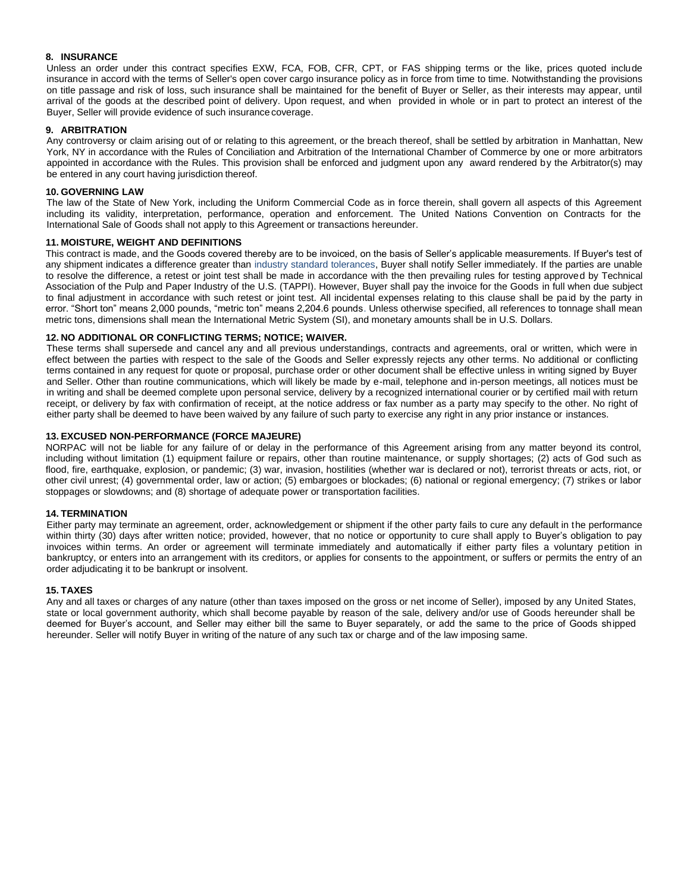## 8. INSURANCE

Unless an order under this contract specifies EXW, FCA, FOB, CFR, CPT, or FAS shipping terms or the like, prices quoted include insurance in accord with the terms of Seller's open cover cargo insurance policy as in force from time to time. Notwithstanding the provisions on title passage and risk of loss, such insurance shall be maintained for the benefit of Buyer or Seller, as their interests may appear, until arrival of the goods at the described point of delivery. Upon request, and when provided in whole or in part to protect an interest of the Buyer, Seller will provide evidence of such insurance coverage.

## 9. ARBITRATION

Any controversy or claim arising out of or relating to this agreement, or the breach thereof, shall be settled by arbitration in Manhattan, New York, NY in accordance with the Rules of Conciliation and Arbitration of the International Chamber of Commerce by one or more arbitrators appointed in accordance with the Rules. This provision shall be enforced and judgment upon any award rendered by the Arbitrator(s) may be entered in any court having jurisdiction thereof.

## 10. GOVERNING LAW

The law of the State of New York, including the Uniform Commercial Code as in force therein, shall govern all aspects of this Agreement including its validity, interpretation, performance, operation and enforcement. The United Nations Convention on Contracts for the International Sale of Goods shall not apply to this Agreement or transactions hereunder.

## 11. MOISTURE, WEIGHT AND DEFINITIONS

This contract is made, and the Goods covered thereby are to be invoiced, on the basis of Seller's applicable measurements. If Buyer's test of any shipment indicates a difference greater than industry standard tolerances, Buyer shall notify Seller immediately. If the parties are unable to resolve the difference, a retest or joint test shall be made in accordance with the then prevailing rules for testing approved by Technical Association of the Pulp and Paper Industry of the U.S. (TAPPI). However, Buyer shall pay the invoice for the Goods in full when due subject to final adjustment in accordance with such retest or joint test. All incidental expenses relating to this clause shall be paid by the party in error. "Short ton" means 2,000 pounds, "metric ton" means 2,204.6 pounds. Unless otherwise specified, all references to tonnage shall mean metric tons, dimensions shall mean the International Metric System (SI), and monetary amounts shall be in U.S. Dollars.

## 12. NO ADDITIONAL OR CONFLICTING TERMS; NOTICE; WAIVER.

These terms shall supersede and cancel any and all previous understandings, contracts and agreements, oral or written, which were in effect between the parties with respect to the sale of the Goods and Seller expressly rejects any other terms. No additional or conflicting terms contained in any request for quote or proposal, purchase order or other document shall be effective unless in writing signed by Buyer and Seller. Other than routine communications, which will likely be made by e-mail, telephone and in-person meetings, all notices must be in writing and shall be deemed complete upon personal service, delivery by a recognized international courier or by certified mail with return receipt, or delivery by fax with confirmation of receipt, at the notice address or fax number as a party may specify to the other. No right of either party shall be deemed to have been waived by any failure of such party to exercise any right in any prior instance or instances.

## 13. EXCUSED NON-PERFORMANCE (FORCE MAJEURE)

NORPAC will not be liable for any failure of or delay in the performance of this Agreement arising from any matter beyond its control, including without limitation (1) equipment failure or repairs, other than routine maintenance, or supply shortages; (2) acts of God such as flood, fire, earthquake, explosion, or pandemic; (3) war, invasion, hostilities (whether war is declared or not), terrorist threats or acts, riot, or other civil unrest; (4) governmental order, law or action; (5) embargoes or blockades; (6) national or regional emergency; (7) strikes or labor stoppages or slowdowns; and (8) shortage of adequate power or transportation facilities.

## 14. TERMINATION

Either party may terminate an agreement, order, acknowledgement or shipment if the other party fails to cure any default in the performance within thirty (30) days after written notice; provided, however, that no notice or opportunity to cure shall apply to Buyer's obligation to pay invoices within terms. An order or agreement will terminate immediately and automatically if either party files a voluntary petition in bankruptcy, or enters into an arrangement with its creditors, or applies for consents to the appointment, or suffers or permits the entry of an order adjudicating it to be bankrupt or insolvent.

## 15. TAXES

Any and all taxes or charges of any nature (other than taxes imposed on the gross or net income of Seller), imposed by any United States, state or local government authority, which shall become payable by reason of the sale, delivery and/or use of Goods hereunder shall be deemed for Buyer's account, and Seller may either bill the same to Buyer separately, or add the same to the price of Goods shipped hereunder. Seller will notify Buyer in writing of the nature of any such tax or charge and of the law imposing same.